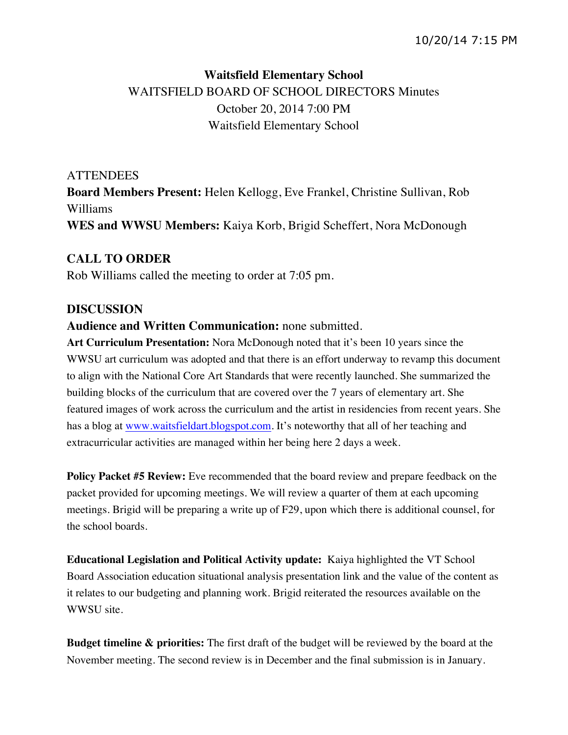# Waitsfield Elementary School

WAITSFIELD BOARD OF SCHOOL DIRECTORS Minutes
October 20, 2014 7:00 PM
Waitsfield Elementary School

ATTENDEES

**Board Members Present:** Helen Kellogg, Eve Frankel, Christine Sullivan, Rob Williams

**WES and WWSU Members:** Kaiya Korb, Brigid Scheffert, Nora McDonough

## CALL TO ORDER

Rob Williams called the meeting to order at 7:05 pm.

## DISCUSSION

**Audience and Written Communication:** none submitted.

**Art Curriculum Presentation:** Nora McDonough noted that it's been 10 years since the WWSU art curriculum was adopted and that there is an effort underway to revamp this document to align with the National Core Art Standards that were recently launched. She summarized the building blocks of the curriculum that are covered over the 7 years of elementary art. She featured images of work across the curriculum and the artist in residencies from recent years. She has a blog at www.waitsfieldart.blogspot.com. It's noteworthy that all of her teaching and extracurricular activities are managed within her being here 2 days a week.

**Policy Packet #5 Review:** Eve recommended that the board review and prepare feedback on the packet provided for upcoming meetings. We will review a quarter of them at each upcoming meetings. Brigid will be preparing a write up of F29, upon which there is additional counsel, for the school boards.

**Educational Legislation and Political Activity update:** Kaiya highlighted the VT School Board Association education situational analysis presentation link and the value of the content as it relates to our budgeting and planning work. Brigid reiterated the resources available on the WWSU site.

**Budget timeline & priorities:** The first draft of the budget will be reviewed by the board at the November meeting. The second review is in December and the final submission is in January.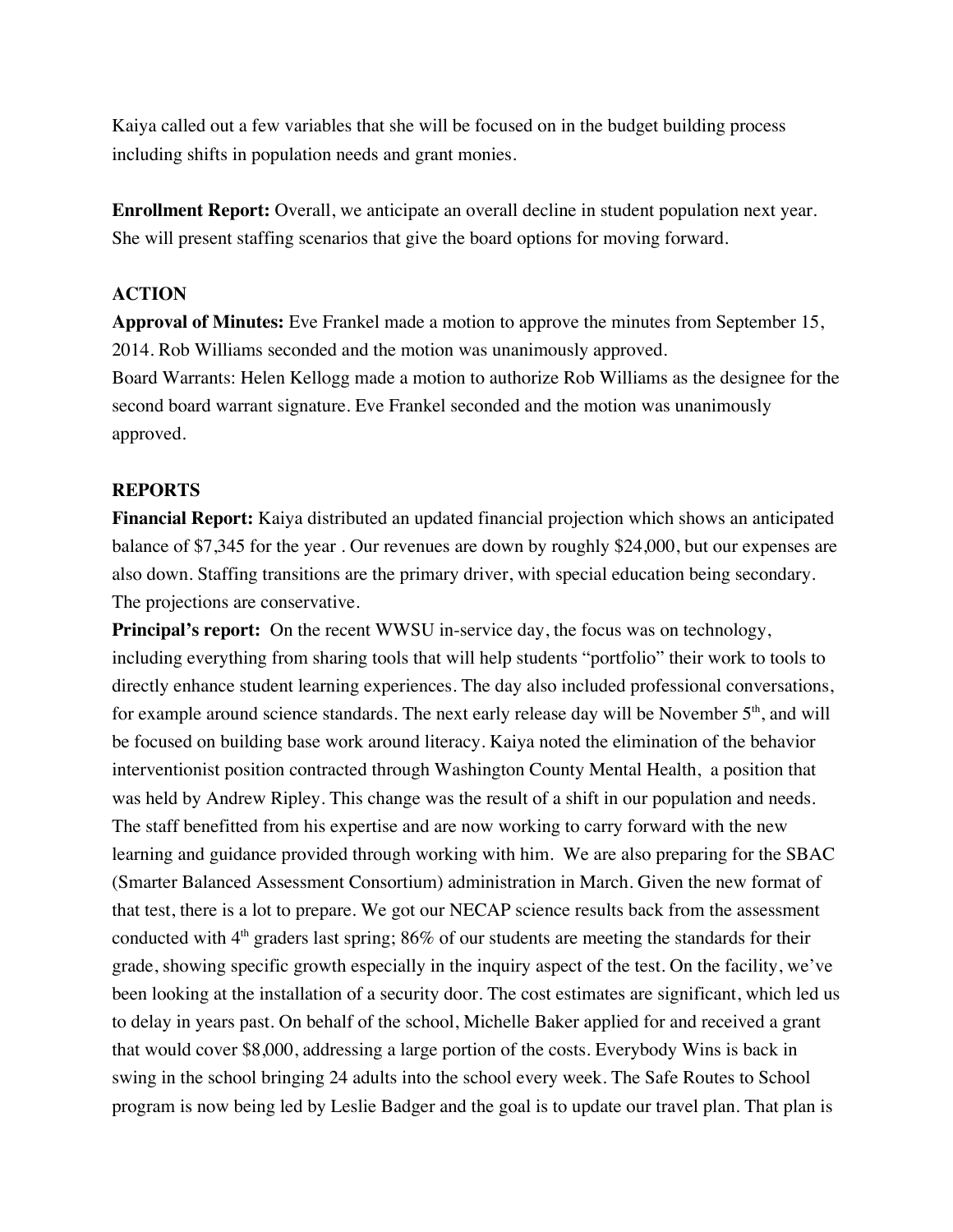Kaiya called out a few variables that she will be focused on in the budget building process including shifts in population needs and grant monies.

**Enrollment Report:** Overall, we anticipate an overall decline in student population next year. She will present staffing scenarios that give the board options for moving forward.

**ACTION**

**Approval of Minutes:** Eve Frankel made a motion to approve the minutes from September 15, 2014. Rob Williams seconded and the motion was unanimously approved.

Board Warrants: Helen Kellogg made a motion to authorize Rob Williams as the designee for the second board warrant signature. Eve Frankel seconded and the motion was unanimously approved.

**REPORTS**

**Financial Report:** Kaiya distributed an updated financial projection which shows an anticipated balance of $7,345 for the year . Our revenues are down by roughly $24,000, but our expenses are also down. Staffing transitions are the primary driver, with special education being secondary. The projections are conservative.

**Principal's report:** On the recent WWSU in-service day, the focus was on technology, including everything from sharing tools that will help students "portfolio" their work to tools to directly enhance student learning experiences. The day also included professional conversations, for example around science standards. The next early release day will be November 5th, and will be focused on building base work around literacy. Kaiya noted the elimination of the behavior interventionist position contracted through Washington County Mental Health, a position that was held by Andrew Ripley. This change was the result of a shift in our population and needs. The staff benefitted from his expertise and are now working to carry forward with the new learning and guidance provided through working with him. We are also preparing for the SBAC (Smarter Balanced Assessment Consortium) administration in March. Given the new format of that test, there is a lot to prepare. We got our NECAP science results back from the assessment conducted with 4th graders last spring; 86% of our students are meeting the standards for their grade, showing specific growth especially in the inquiry aspect of the test. On the facility, we've been looking at the installation of a security door. The cost estimates are significant, which led us to delay in years past. On behalf of the school, Michelle Baker applied for and received a grant that would cover $8,000, addressing a large portion of the costs. Everybody Wins is back in swing in the school bringing 24 adults into the school every week. The Safe Routes to School program is now being led by Leslie Badger and the goal is to update our travel plan. That plan is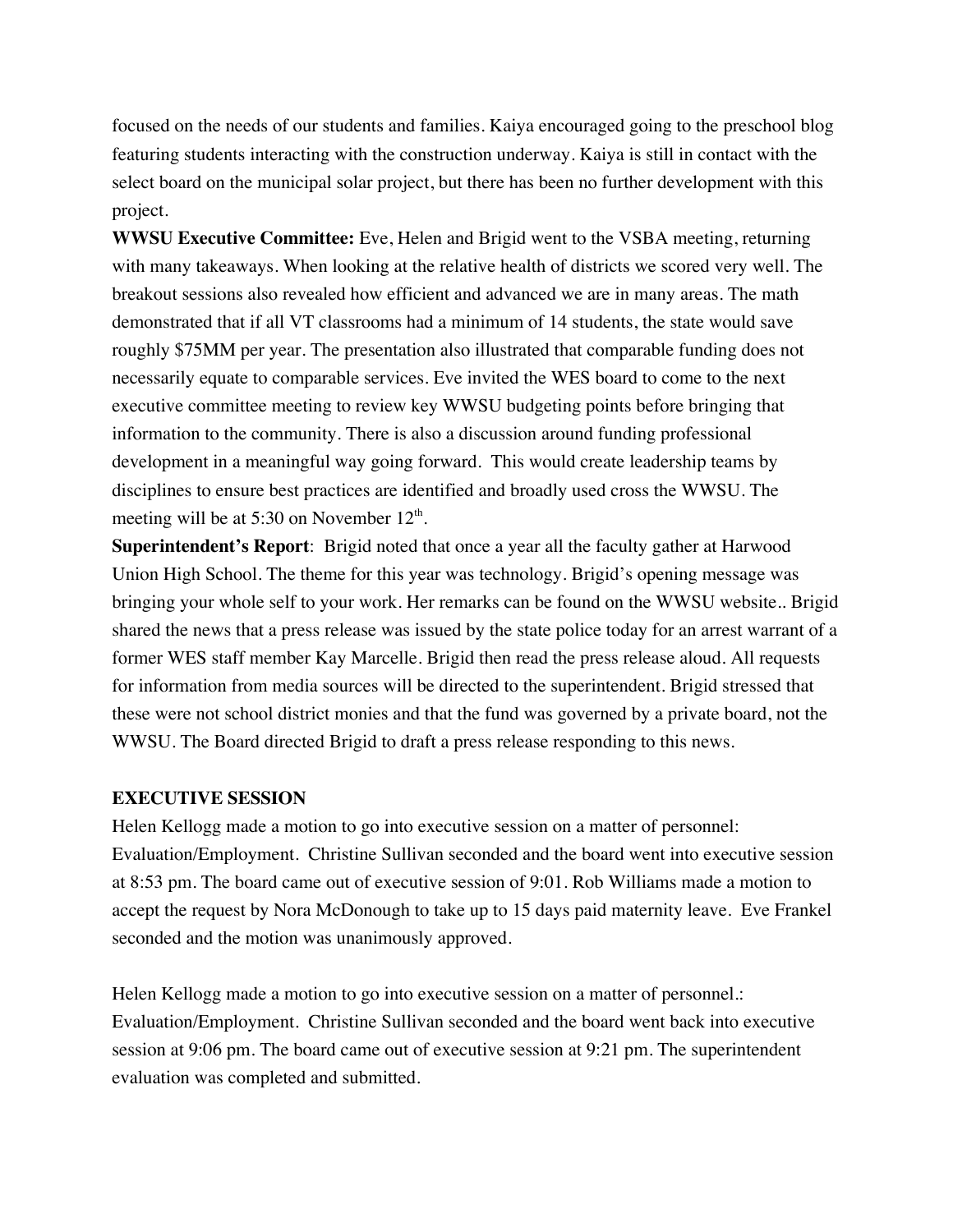focused on the needs of our students and families. Kaiya encouraged going to the preschool blog featuring students interacting with the construction underway. Kaiya is still in contact with the select board on the municipal solar project, but there has been no further development with this project.

**WWSU Executive Committee:** Eve, Helen and Brigid went to the VSBA meeting, returning with many takeaways. When looking at the relative health of districts we scored very well. The breakout sessions also revealed how efficient and advanced we are in many areas. The math demonstrated that if all VT classrooms had a minimum of 14 students, the state would save roughly $75MM per year. The presentation also illustrated that comparable funding does not necessarily equate to comparable services. Eve invited the WES board to come to the next executive committee meeting to review key WWSU budgeting points before bringing that information to the community. There is also a discussion around funding professional development in a meaningful way going forward. This would create leadership teams by disciplines to ensure best practices are identified and broadly used cross the WWSU. The meeting will be at 5:30 on November 12th.

**Superintendent's Report**: Brigid noted that once a year all the faculty gather at Harwood Union High School. The theme for this year was technology. Brigid's opening message was bringing your whole self to your work. Her remarks can be found on the WWSU website.. Brigid shared the news that a press release was issued by the state police today for an arrest warrant of a former WES staff member Kay Marcelle. Brigid then read the press release aloud. All requests for information from media sources will be directed to the superintendent. Brigid stressed that these were not school district monies and that the fund was governed by a private board, not the WWSU. The Board directed Brigid to draft a press release responding to this news.

**EXECUTIVE SESSION**

Helen Kellogg made a motion to go into executive session on a matter of personnel: Evaluation/Employment. Christine Sullivan seconded and the board went into executive session at 8:53 pm. The board came out of executive session of 9:01. Rob Williams made a motion to accept the request by Nora McDonough to take up to 15 days paid maternity leave. Eve Frankel seconded and the motion was unanimously approved.

Helen Kellogg made a motion to go into executive session on a matter of personnel.: Evaluation/Employment. Christine Sullivan seconded and the board went back into executive session at 9:06 pm. The board came out of executive session at 9:21 pm. The superintendent evaluation was completed and submitted.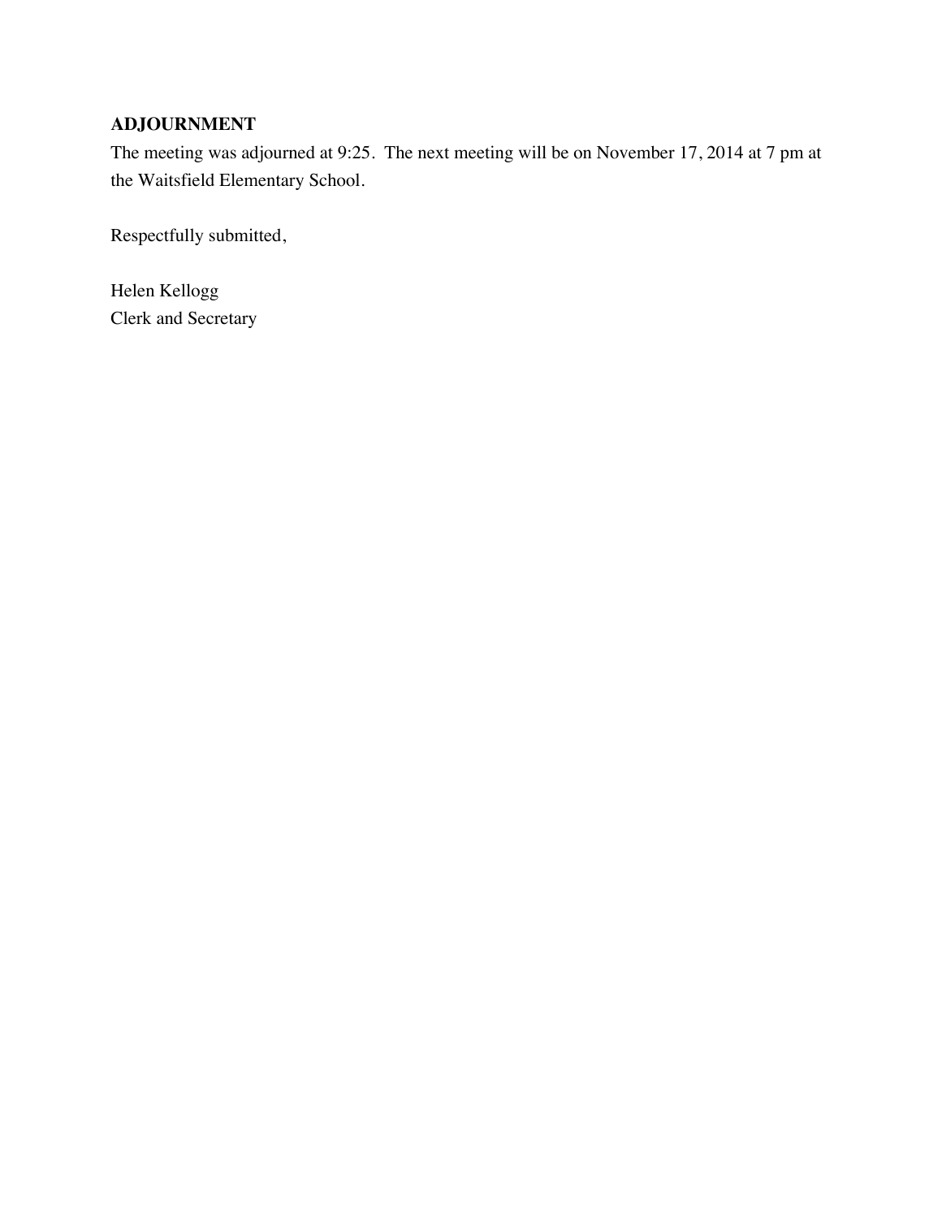**ADJOURNMENT**

The meeting was adjourned at 9:25. The next meeting will be on November 17, 2014 at 7 pm at the Waitsfield Elementary School.

Respectfully submitted,

Helen Kellogg
Clerk and Secretary